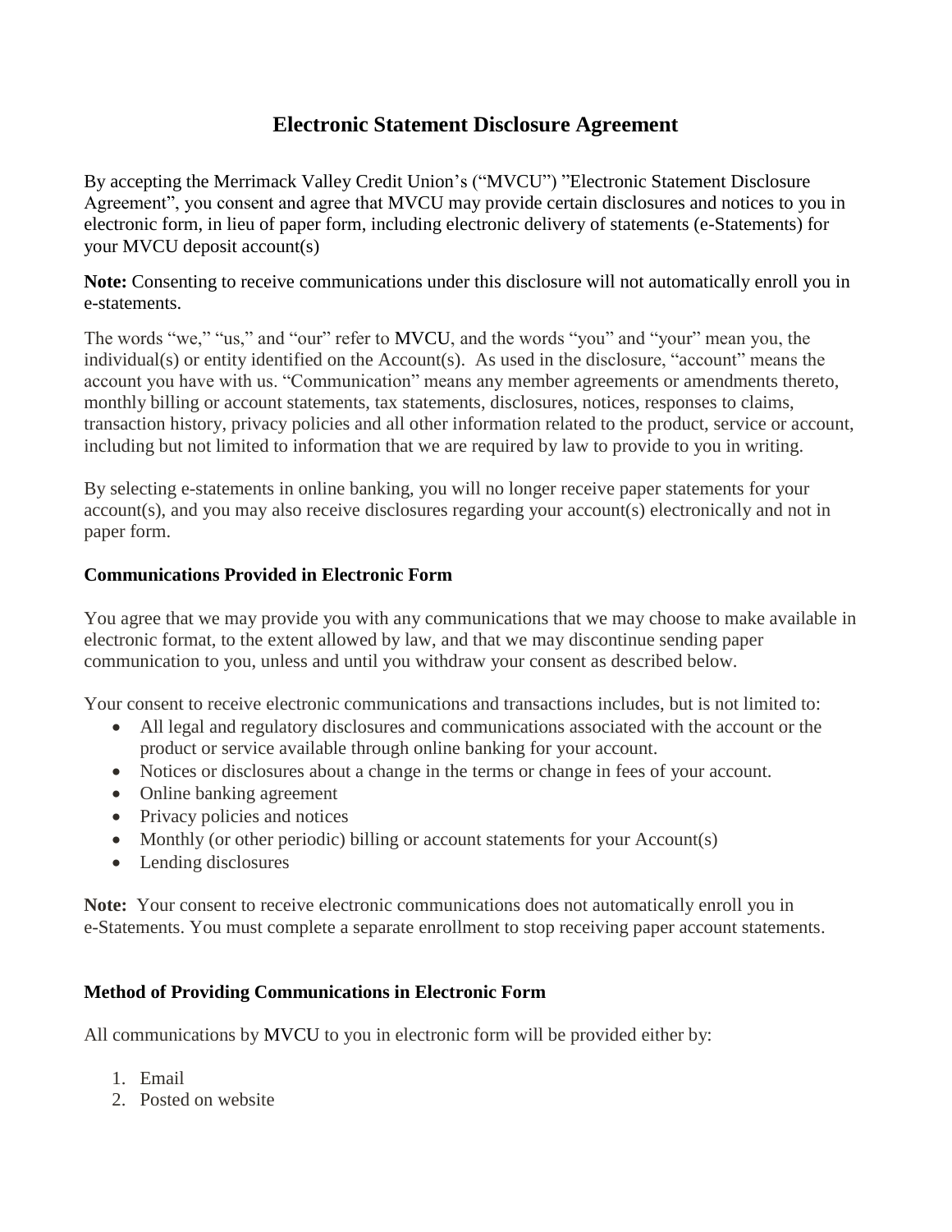# Electronic Statement Disclosure Agreement

By accepting the Merrimack Valley Credit Union's ("MVCU") "Electronic Statement Disclosure Agreement", you consent and agree that MVCU may provide certain disclosures and notices to you in electronic form, in lieu of paper form, including electronic delivery of statements (e-Statements) for your MVCU deposit account(s)

**Note:** Consenting to receive communications under this disclosure will not automatically enroll you in e-statements.

The words "we," "us," and "our" refer to MVCU, and the words "you" and "your" mean you, the individual(s) or entity identified on the Account(s). As used in the disclosure, "account" means the account you have with us. "Communication" means any member agreements or amendments thereto, monthly billing or account statements, tax statements, disclosures, notices, responses to claims, transaction history, privacy policies and all other information related to the product, service or account, including but not limited to information that we are required by law to provide to you in writing.

By selecting e-statements in online banking, you will no longer receive paper statements for your account(s), and you may also receive disclosures regarding your account(s) electronically and not in paper form.

### Communications Provided in Electronic Form

You agree that we may provide you with any communications that we may choose to make available in electronic format, to the extent allowed by law, and that we may discontinue sending paper communication to you, unless and until you withdraw your consent as described below.

Your consent to receive electronic communications and transactions includes, but is not limited to:

- All legal and regulatory disclosures and communications associated with the account or the product or service available through online banking for your account.
- Notices or disclosures about a change in the terms or change in fees of your account.
- Online banking agreement
- Privacy policies and notices
- Monthly (or other periodic) billing or account statements for your Account(s)
- Lending disclosures

**Note:** Your consent to receive electronic communications does not automatically enroll you in e-Statements. You must complete a separate enrollment to stop receiving paper account statements.

### Method of Providing Communications in Electronic Form

All communications by MVCU to you in electronic form will be provided either by:

1. Email
2. Posted on website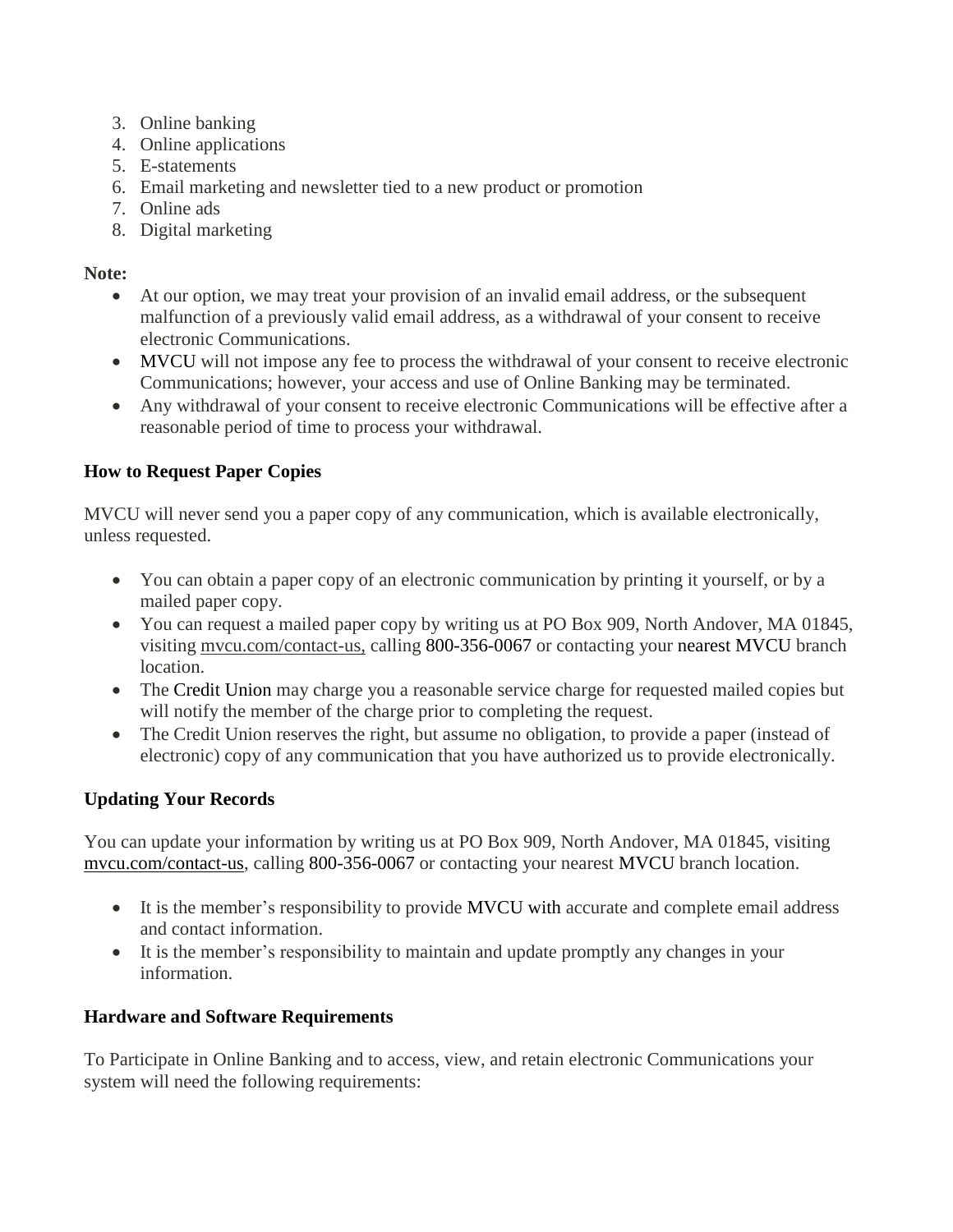3. Online banking
4. Online applications
5. E-statements
6. Email marketing and newsletter tied to a new product or promotion
7. Online ads
8. Digital marketing

**Note:**

- At our option, we may treat your provision of an invalid email address, or the subsequent malfunction of a previously valid email address, as a withdrawal of your consent to receive electronic Communications.
- MVCU will not impose any fee to process the withdrawal of your consent to receive electronic Communications; however, your access and use of Online Banking may be terminated.
- Any withdrawal of your consent to receive electronic Communications will be effective after a reasonable period of time to process your withdrawal.

**How to Request Paper Copies**

MVCU will never send you a paper copy of any communication, which is available electronically, unless requested.

- You can obtain a paper copy of an electronic communication by printing it yourself, or by a mailed paper copy.
- You can request a mailed paper copy by writing us at PO Box 909, North Andover, MA 01845, visiting mvcu.com/contact-us, calling 800-356-0067 or contacting your nearest MVCU branch location.
- The Credit Union may charge you a reasonable service charge for requested mailed copies but will notify the member of the charge prior to completing the request.
- The Credit Union reserves the right, but assume no obligation, to provide a paper (instead of electronic) copy of any communication that you have authorized us to provide electronically.

**Updating Your Records**

You can update your information by writing us at PO Box 909, North Andover, MA 01845, visiting mvcu.com/contact-us, calling 800-356-0067 or contacting your nearest MVCU branch location.

- It is the member's responsibility to provide MVCU with accurate and complete email address and contact information.
- It is the member's responsibility to maintain and update promptly any changes in your information.

**Hardware and Software Requirements**

To Participate in Online Banking and to access, view, and retain electronic Communications your system will need the following requirements: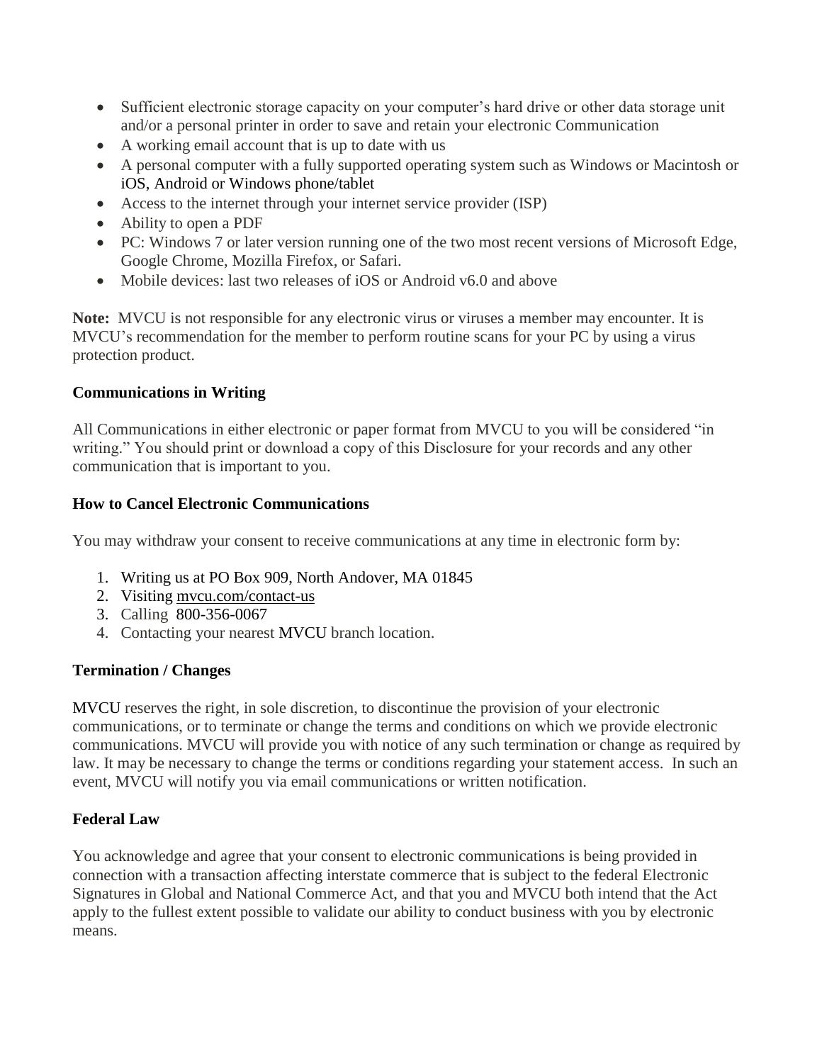- Sufficient electronic storage capacity on your computer's hard drive or other data storage unit and/or a personal printer in order to save and retain your electronic Communication
- A working email account that is up to date with us
- A personal computer with a fully supported operating system such as Windows or Macintosh or iOS, Android or Windows phone/tablet
- Access to the internet through your internet service provider (ISP)
- Ability to open a PDF
- PC: Windows 7 or later version running one of the two most recent versions of Microsoft Edge, Google Chrome, Mozilla Firefox, or Safari.
- Mobile devices: last two releases of iOS or Android v6.0 and above

**Note:** MVCU is not responsible for any electronic virus or viruses a member may encounter. It is MVCU's recommendation for the member to perform routine scans for your PC by using a virus protection product.

**Communications in Writing**

All Communications in either electronic or paper format from MVCU to you will be considered "in writing." You should print or download a copy of this Disclosure for your records and any other communication that is important to you.

**How to Cancel Electronic Communications**

You may withdraw your consent to receive communications at any time in electronic form by:

1. Writing us at PO Box 909, North Andover, MA 01845
2. Visiting mvcu.com/contact-us
3. Calling 800-356-0067
4. Contacting your nearest MVCU branch location.

**Termination / Changes**

MVCU reserves the right, in sole discretion, to discontinue the provision of your electronic communications, or to terminate or change the terms and conditions on which we provide electronic communications. MVCU will provide you with notice of any such termination or change as required by law. It may be necessary to change the terms or conditions regarding your statement access. In such an event, MVCU will notify you via email communications or written notification.

**Federal Law**

You acknowledge and agree that your consent to electronic communications is being provided in connection with a transaction affecting interstate commerce that is subject to the federal Electronic Signatures in Global and National Commerce Act, and that you and MVCU both intend that the Act apply to the fullest extent possible to validate our ability to conduct business with you by electronic means.